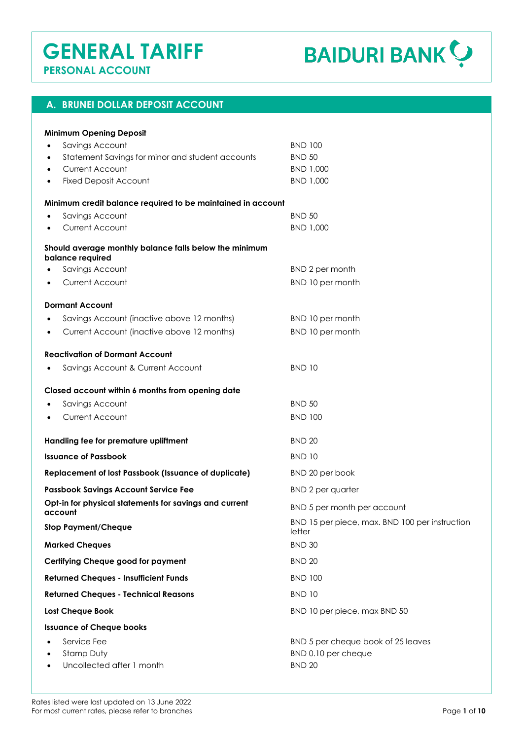# GENERAL TARIFF

## PERSONAL ACCOUNT

BAIDURI BANK

## A. BRUNEI DOLLAR DEPOSIT ACCOUNT

**Minimum Opening Deposit**

- Savings Account — BND 100
- Statement Savings for minor and student accounts — BND 50
- Current Account — BND 1,000
- Fixed Deposit Account — BND 1,000

**Minimum credit balance required to be maintained in account**

- Savings Account — BND 50
- Current Account — BND 1,000

**Should average monthly balance falls below the minimum balance required**

- Savings Account — BND 2 per month
- Current Account — BND 10 per month

**Dormant Account**

- Savings Account (inactive above 12 months) — BND 10 per month
- Current Account (inactive above 12 months) — BND 10 per month

**Reactivation of Dormant Account**

- Savings Account & Current Account — BND 10

**Closed account within 6 months from opening date**

- Savings Account — BND 50
- Current Account — BND 100

| | |
|---|---|
| **Handling fee for premature upliftment** | BND 20 |
| **Issuance of Passbook** | BND 10 |
| **Replacement of lost Passbook (Issuance of duplicate)** | BND 20 per book |
| **Passbook Savings Account Service Fee** | BND 2 per quarter |
| **Opt-in for physical statements for savings and current account** | BND 5 per month per account |
| **Stop Payment/Cheque** | BND 15 per piece, max. BND 100 per instruction letter |
| **Marked Cheques** | BND 30 |
| **Certifying Cheque good for payment** | BND 20 |
| **Returned Cheques - Insufficient Funds** | BND 100 |
| **Returned Cheques - Technical Reasons** | BND 10 |
| **Lost Cheque Book** | BND 10 per piece, max BND 50 |

**Issuance of Cheque books**

- Service Fee — BND 5 per cheque book of 25 leaves
- Stamp Duty — BND 0.10 per cheque
- Uncollected after 1 month — BND 20

Rates listed were last updated on 13 June 2022
For most current rates, please refer to branches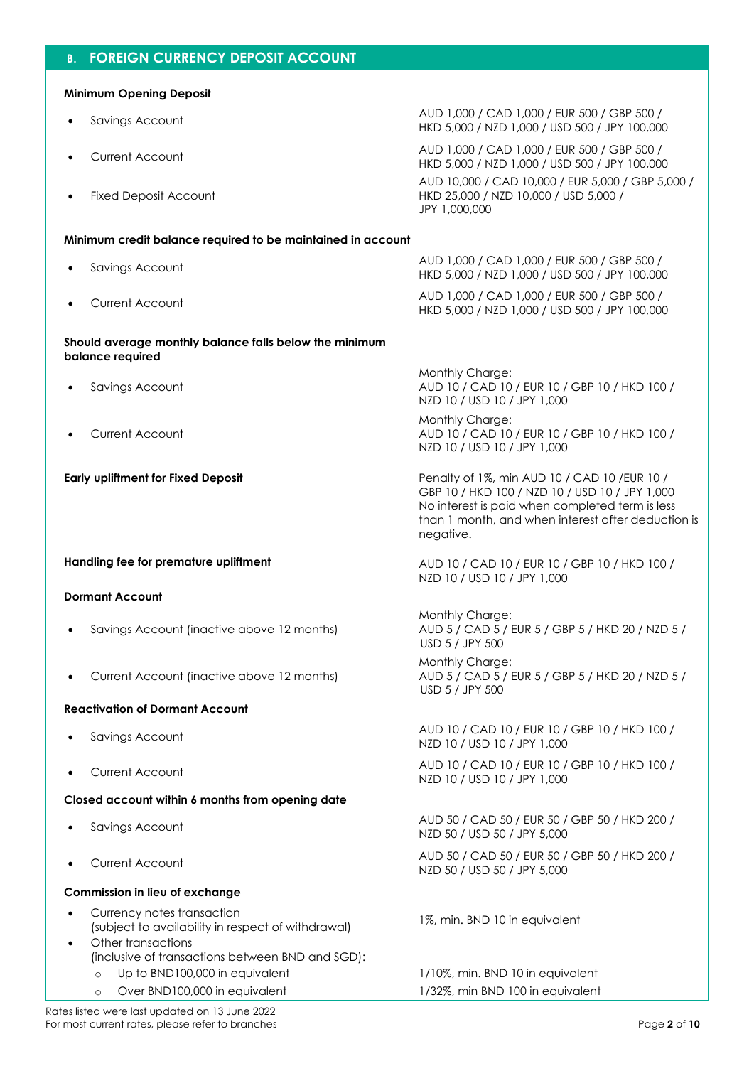## B. FOREIGN CURRENCY DEPOSIT ACCOUNT

**Minimum Opening Deposit**

- Savings Account — AUD 1,000 / CAD 1,000 / EUR 500 / GBP 500 / HKD 5,000 / NZD 1,000 / USD 500 / JPY 100,000
- Current Account — AUD 1,000 / CAD 1,000 / EUR 500 / GBP 500 / HKD 5,000 / NZD 1,000 / USD 500 / JPY 100,000
- Fixed Deposit Account — AUD 10,000 / CAD 10,000 / EUR 5,000 / GBP 5,000 / HKD 25,000 / NZD 10,000 / USD 5,000 / JPY 1,000,000

**Minimum credit balance required to be maintained in account**

- Savings Account — AUD 1,000 / CAD 1,000 / EUR 500 / GBP 500 / HKD 5,000 / NZD 1,000 / USD 500 / JPY 100,000
- Current Account — AUD 1,000 / CAD 1,000 / EUR 500 / GBP 500 / HKD 5,000 / NZD 1,000 / USD 500 / JPY 100,000

**Should average monthly balance falls below the minimum balance required**

- Savings Account — Monthly Charge: AUD 10 / CAD 10 / EUR 10 / GBP 10 / HKD 100 / NZD 10 / USD 10 / JPY 1,000
- Current Account — Monthly Charge: AUD 10 / CAD 10 / EUR 10 / GBP 10 / HKD 100 / NZD 10 / USD 10 / JPY 1,000

**Early upliftment for Fixed Deposit** — Penalty of 1%, min AUD 10 / CAD 10 /EUR 10 / GBP 10 / HKD 100 / NZD 10 / USD 10 / JPY 1,000
No interest is paid when completed term is less than 1 month, and when interest after deduction is negative.

**Handling fee for premature upliftment** — AUD 10 / CAD 10 / EUR 10 / GBP 10 / HKD 100 / NZD 10 / USD 10 / JPY 1,000

**Dormant Account**

- Savings Account (inactive above 12 months) — Monthly Charge: AUD 5 / CAD 5 / EUR 5 / GBP 5 / HKD 20 / NZD 5 / USD 5 / JPY 500
- Current Account (inactive above 12 months) — Monthly Charge: AUD 5 / CAD 5 / EUR 5 / GBP 5 / HKD 20 / NZD 5 / USD 5 / JPY 500

**Reactivation of Dormant Account**

- Savings Account — AUD 10 / CAD 10 / EUR 10 / GBP 10 / HKD 100 / NZD 10 / USD 10 / JPY 1,000
- Current Account — AUD 10 / CAD 10 / EUR 10 / GBP 10 / HKD 100 / NZD 10 / USD 10 / JPY 1,000

**Closed account within 6 months from opening date**

- Savings Account — AUD 50 / CAD 50 / EUR 50 / GBP 50 / HKD 200 / NZD 50 / USD 50 / JPY 5,000
- Current Account — AUD 50 / CAD 50 / EUR 50 / GBP 50 / HKD 200 / NZD 50 / USD 50 / JPY 5,000

**Commission in lieu of exchange**

- Currency notes transaction (subject to availability in respect of withdrawal) — 1%, min. BND 10 in equivalent
- Other transactions (inclusive of transactions between BND and SGD):
  - Up to BND100,000 in equivalent — 1/10%, min. BND 10 in equivalent
  - Over BND100,000 in equivalent — 1/32%, min BND 100 in equivalent

Rates listed were last updated on 13 June 2022
For most current rates, please refer to branches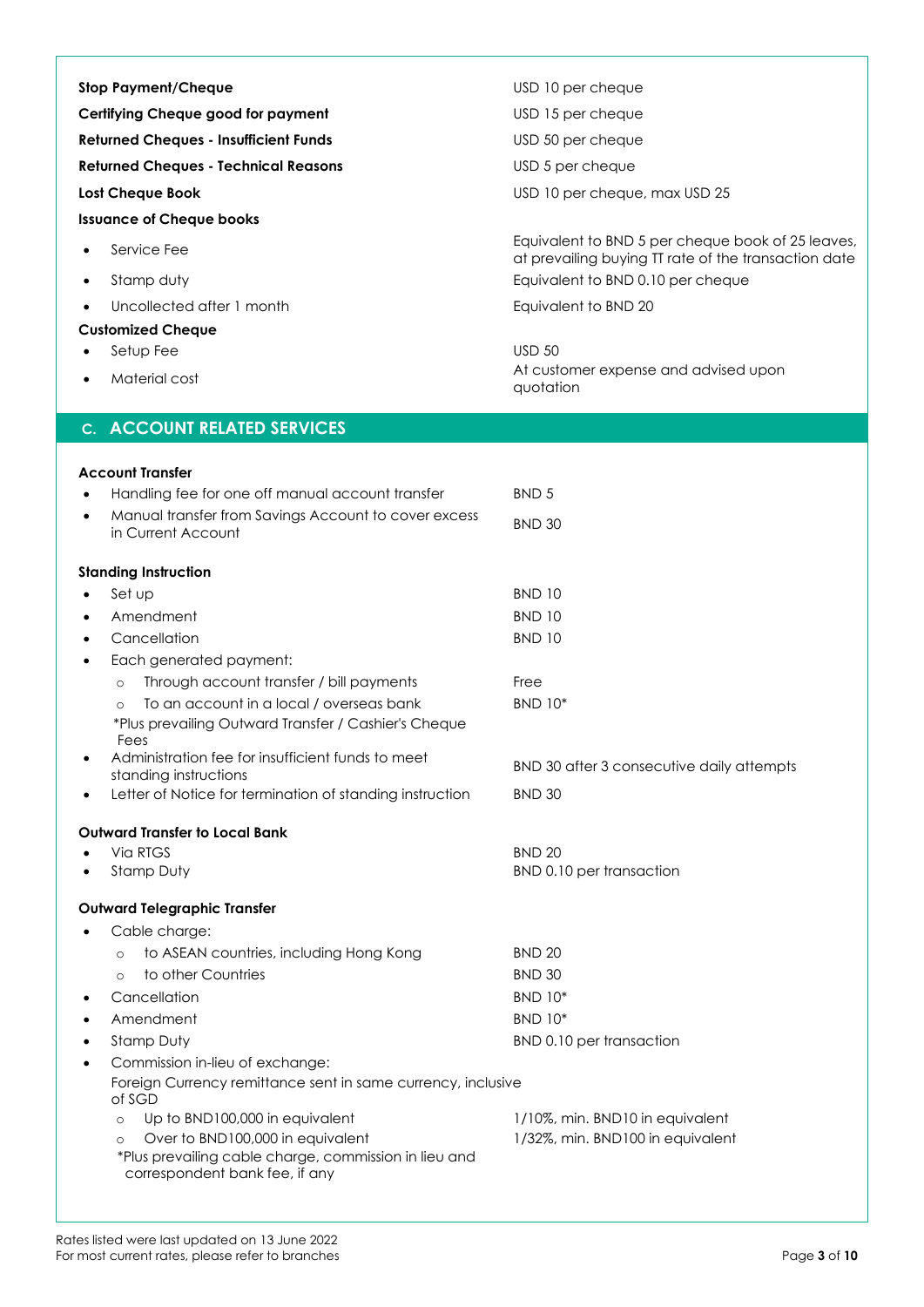| | |
|---|---|
| **Stop Payment/Cheque** | USD 10 per cheque |
| **Certifying Cheque good for payment** | USD 15 per cheque |
| **Returned Cheques - Insufficient Funds** | USD 50 per cheque |
| **Returned Cheques - Technical Reasons** | USD 5 per cheque |
| **Lost Cheque Book** | USD 10 per cheque, max USD 25 |
| **Issuance of Cheque books** | |
| • Service Fee | Equivalent to BND 5 per cheque book of 25 leaves, at prevailing buying TT rate of the transaction date |
| • Stamp duty | Equivalent to BND 0.10 per cheque |
| • Uncollected after 1 month | Equivalent to BND 20 |
| **Customized Cheque** | |
| • Setup Fee | USD 50 |
| • Material cost | At customer expense and advised upon quotation |

## C. ACCOUNT RELATED SERVICES

| | |
|---|---|
| **Account Transfer** | |
| • Handling fee for one off manual account transfer | BND 5 |
| • Manual transfer from Savings Account to cover excess in Current Account | BND 30 |
| **Standing Instruction** | |
| • Set up | BND 10 |
| • Amendment | BND 10 |
| • Cancellation | BND 10 |
| • Each generated payment: | |
| ◦ Through account transfer / bill payments | Free |
| ◦ To an account in a local / overseas bank | BND 10* |
| *Plus prevailing Outward Transfer / Cashier's Cheque Fees | |
| • Administration fee for insufficient funds to meet standing instructions | BND 30 after 3 consecutive daily attempts |
| • Letter of Notice for termination of standing instruction | BND 30 |
| **Outward Transfer to Local Bank** | |
| • Via RTGS | BND 20 |
| • Stamp Duty | BND 0.10 per transaction |
| **Outward Telegraphic Transfer** | |
| • Cable charge: | |
| ◦ to ASEAN countries, including Hong Kong | BND 20 |
| ◦ to other Countries | BND 30 |
| • Cancellation | BND 10* |
| • Amendment | BND 10* |
| • Stamp Duty | BND 0.10 per transaction |
| • Commission in-lieu of exchange: | |
| Foreign Currency remittance sent in same currency, inclusive of SGD | |
| ◦ Up to BND100,000 in equivalent | 1/10%, min. BND10 in equivalent |
| ◦ Over to BND100,000 in equivalent | 1/32%, min. BND100 in equivalent |
| *Plus prevailing cable charge, commission in lieu and correspondent bank fee, if any | |

Rates listed were last updated on 13 June 2022
For most current rates, please refer to branches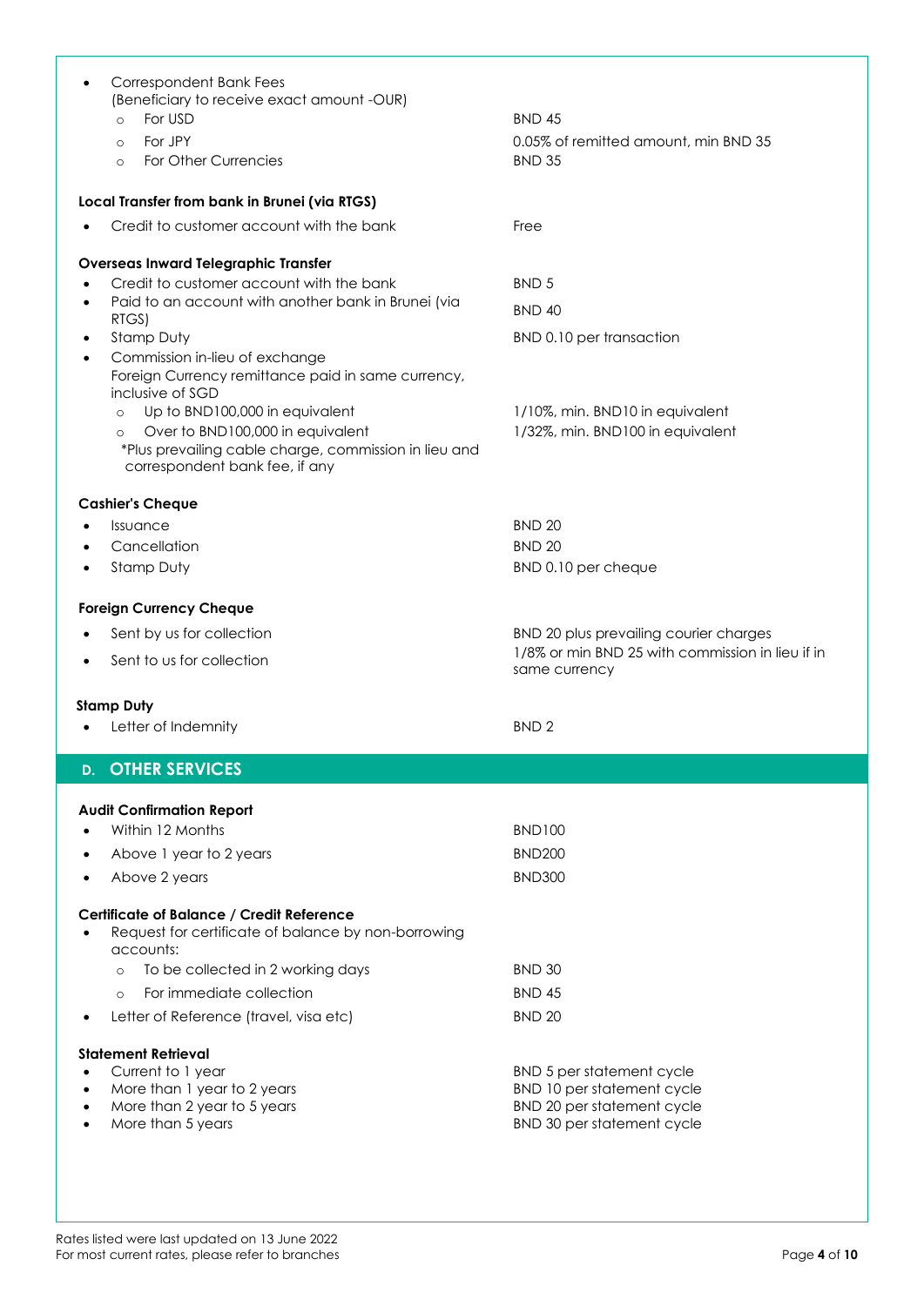- Correspondent Bank Fees
  (Beneficiary to receive exact amount -OUR)
  - For USD — BND 45
  - For JPY — 0.05% of remitted amount, min BND 35
  - For Other Currencies — BND 35

**Local Transfer from bank in Brunei (via RTGS)**

| | |
|---|---|
| • Credit to customer account with the bank | Free |

**Overseas Inward Telegraphic Transfer**

| | |
|---|---|
| • Credit to customer account with the bank | BND 5 |
| • Paid to an account with another bank in Brunei (via RTGS) | BND 40 |
| • Stamp Duty | BND 0.10 per transaction |
| • Commission in-lieu of exchange<br>Foreign Currency remittance paid in same currency, inclusive of SGD | |
| ○ Up to BND100,000 in equivalent | 1/10%, min. BND10 in equivalent |
| ○ Over to BND100,000 in equivalent<br>*Plus prevailing cable charge, commission in lieu and correspondent bank fee, if any | 1/32%, min. BND100 in equivalent |

**Cashier's Cheque**

| | |
|---|---|
| • Issuance | BND 20 |
| • Cancellation | BND 20 |
| • Stamp Duty | BND 0.10 per cheque |

**Foreign Currency Cheque**

| | |
|---|---|
| • Sent by us for collection | BND 20 plus prevailing courier charges |
| • Sent to us for collection | 1/8% or min BND 25 with commission in lieu if in same currency |

**Stamp Duty**

| | |
|---|---|
| • Letter of Indemnity | BND 2 |

## D. OTHER SERVICES

**Audit Confirmation Report**

| | |
|---|---|
| • Within 12 Months | BND100 |
| • Above 1 year to 2 years | BND200 |
| • Above 2 years | BND300 |

**Certificate of Balance / Credit Reference**

| | |
|---|---|
| • Request for certificate of balance by non-borrowing accounts: | |
| ○ To be collected in 2 working days | BND 30 |
| ○ For immediate collection | BND 45 |
| • Letter of Reference (travel, visa etc) | BND 20 |

**Statement Retrieval**

| | |
|---|---|
| • Current to 1 year | BND 5 per statement cycle |
| • More than 1 year to 2 years | BND 10 per statement cycle |
| • More than 2 year to 5 years | BND 20 per statement cycle |
| • More than 5 years | BND 30 per statement cycle |

Rates listed were last updated on 13 June 2022
For most current rates, please refer to branches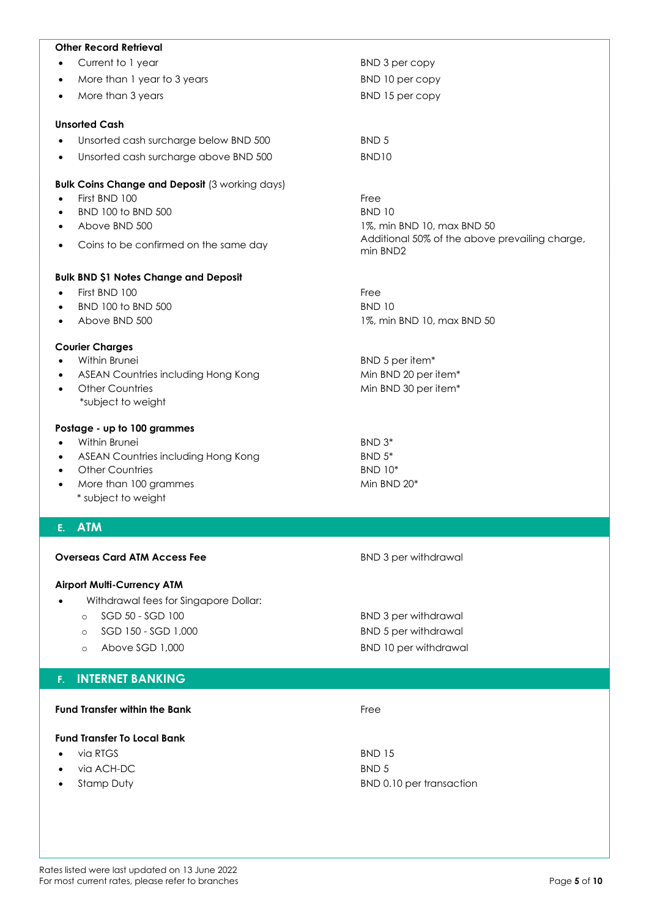**Other Record Retrieval**

- Current to 1 year — BND 3 per copy
- More than 1 year to 3 years — BND 10 per copy
- More than 3 years — BND 15 per copy

**Unsorted Cash**

- Unsorted cash surcharge below BND 500 — BND 5
- Unsorted cash surcharge above BND 500 — BND10

**Bulk Coins Change and Deposit** (3 working days)

- First BND 100 — Free
- BND 100 to BND 500 — BND 10
- Above BND 500 — 1%, min BND 10, max BND 50
- Coins to be confirmed on the same day — Additional 50% of the above prevailing charge, min BND2

**Bulk BND $1 Notes Change and Deposit**

- First BND 100 — Free
- BND 100 to BND 500 — BND 10
- Above BND 500 — 1%, min BND 10, max BND 50

**Courier Charges**

- Within Brunei — BND 5 per item*
- ASEAN Countries including Hong Kong — Min BND 20 per item*
- Other Countries — Min BND 30 per item*

*subject to weight

**Postage - up to 100 grammes**

- Within Brunei — BND 3*
- ASEAN Countries including Hong Kong — BND 5*
- Other Countries — BND 10*
- More than 100 grammes — Min BND 20*

* subject to weight

## E. ATM

**Overseas Card ATM Access Fee** — BND 3 per withdrawal

**Airport Multi-Currency ATM**

- Withdrawal fees for Singapore Dollar:
  - SGD 50 - SGD 100 — BND 3 per withdrawal
  - SGD 150 - SGD 1,000 — BND 5 per withdrawal
  - Above SGD 1,000 — BND 10 per withdrawal

## F. INTERNET BANKING

**Fund Transfer within the Bank** — Free

**Fund Transfer To Local Bank**

- via RTGS — BND 15
- via ACH-DC — BND 5
- Stamp Duty — BND 0.10 per transaction

Rates listed were last updated on 13 June 2022
For most current rates, please refer to branches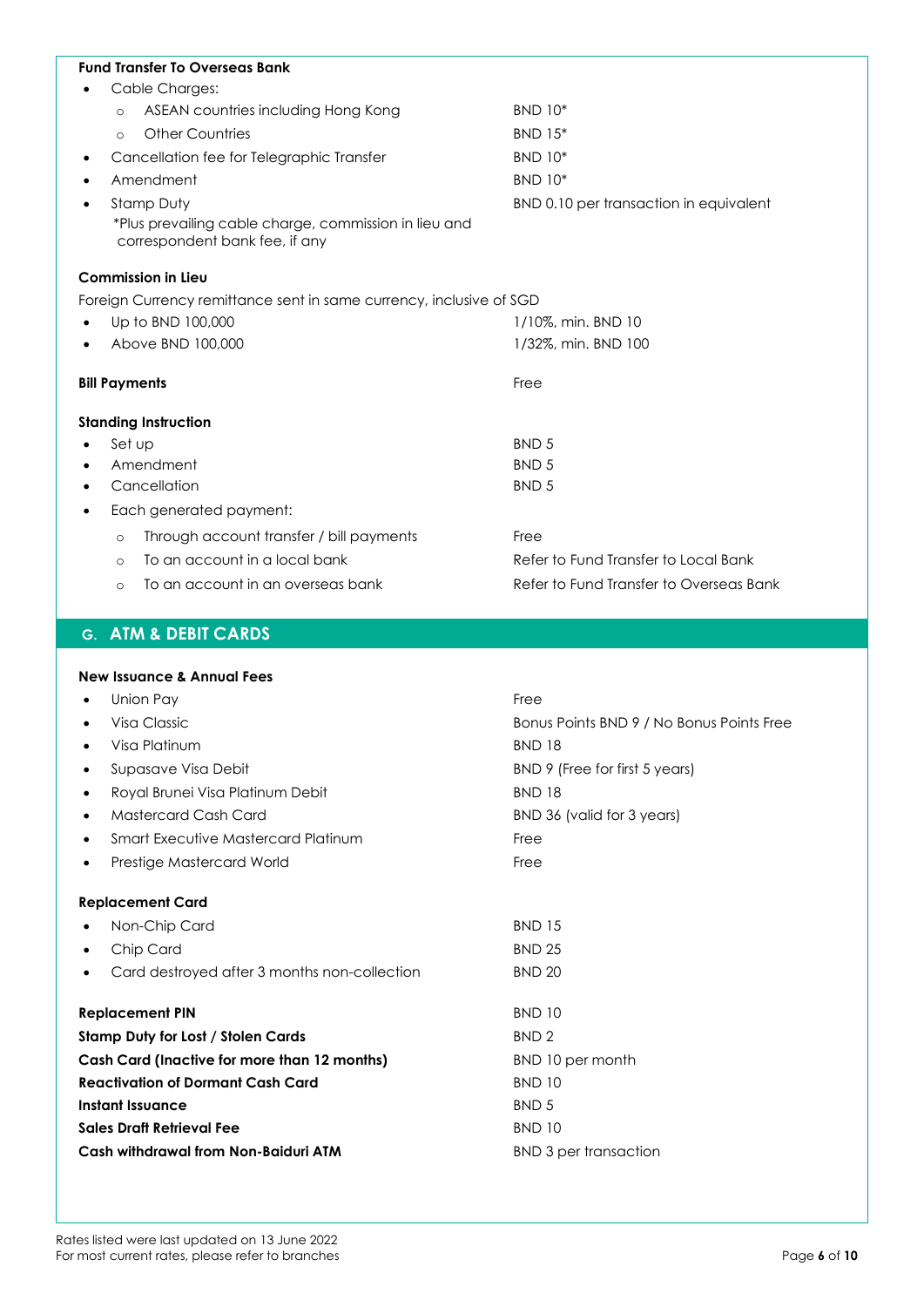**Fund Transfer To Overseas Bank**

- Cable Charges:
  - ASEAN countries including Hong Kong — BND 10*
  - Other Countries — BND 15*
- Cancellation fee for Telegraphic Transfer — BND 10*
- Amendment — BND 10*
- Stamp Duty — BND 0.10 per transaction in equivalent

  *Plus prevailing cable charge, commission in lieu and correspondent bank fee, if any

**Commission in Lieu**

Foreign Currency remittance sent in same currency, inclusive of SGD

- Up to BND 100,000 — 1/10%, min. BND 10
- Above BND 100,000 — 1/32%, min. BND 100

**Bill Payments** — Free

**Standing Instruction**

- Set up — BND 5
- Amendment — BND 5
- Cancellation — BND 5
- Each generated payment:
  - Through account transfer / bill payments — Free
  - To an account in a local bank — Refer to Fund Transfer to Local Bank
  - To an account in an overseas bank — Refer to Fund Transfer to Overseas Bank

## G. ATM & DEBIT CARDS

**New Issuance & Annual Fees**

- Union Pay — Free
- Visa Classic — Bonus Points BND 9 / No Bonus Points Free
- Visa Platinum — BND 18
- Supasave Visa Debit — BND 9 (Free for first 5 years)
- Royal Brunei Visa Platinum Debit — BND 18
- Mastercard Cash Card — BND 36 (valid for 3 years)
- Smart Executive Mastercard Platinum — Free
- Prestige Mastercard World — Free

**Replacement Card**

- Non-Chip Card — BND 15
- Chip Card — BND 25
- Card destroyed after 3 months non-collection — BND 20

**Replacement PIN** — BND 10

**Stamp Duty for Lost / Stolen Cards** — BND 2

**Cash Card (Inactive for more than 12 months)** — BND 10 per month

**Reactivation of Dormant Cash Card** — BND 10

**Instant Issuance** — BND 5

**Sales Draft Retrieval Fee** — BND 10

**Cash withdrawal from Non-Baiduri ATM** — BND 3 per transaction

Rates listed were last updated on 13 June 2022
For most current rates, please refer to branches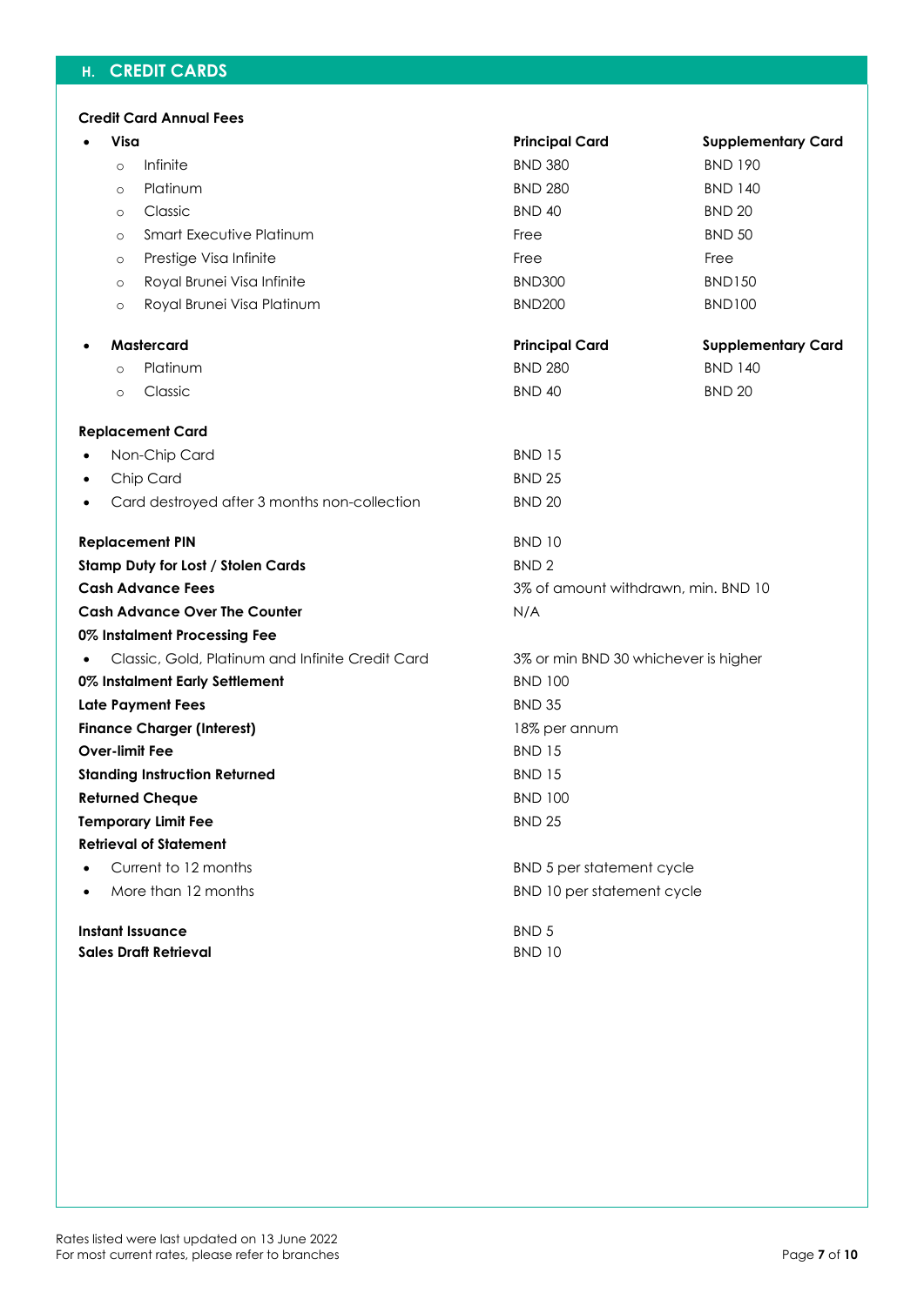## H. CREDIT CARDS

**Credit Card Annual Fees**

| | Principal Card | Supplementary Card |
|---|---|---|
| **Visa** | | |
| Infinite | BND 380 | BND 190 |
| Platinum | BND 280 | BND 140 |
| Classic | BND 40 | BND 20 |
| Smart Executive Platinum | Free | BND 50 |
| Prestige Visa Infinite | Free | Free |
| Royal Brunei Visa Infinite | BND300 | BND150 |
| Royal Brunei Visa Platinum | BND200 | BND100 |
| **Mastercard** | **Principal Card** | **Supplementary Card** |
| Platinum | BND 280 | BND 140 |
| Classic | BND 40 | BND 20 |

| | |
|---|---|
| **Replacement Card** | |
| • Non-Chip Card | BND 15 |
| • Chip Card | BND 25 |
| • Card destroyed after 3 months non-collection | BND 20 |
| **Replacement PIN** | BND 10 |
| **Stamp Duty for Lost / Stolen Cards** | BND 2 |
| **Cash Advance Fees** | 3% of amount withdrawn, min. BND 10 |
| **Cash Advance Over The Counter** | N/A |
| **0% Instalment Processing Fee** | |
| • Classic, Gold, Platinum and Infinite Credit Card | 3% or min BND 30 whichever is higher |
| **0% Instalment Early Settlement** | BND 100 |
| **Late Payment Fees** | BND 35 |
| **Finance Charger (Interest)** | 18% per annum |
| **Over-limit Fee** | BND 15 |
| **Standing Instruction Returned** | BND 15 |
| **Returned Cheque** | BND 100 |
| **Temporary Limit Fee** | BND 25 |
| **Retrieval of Statement** | |
| • Current to 12 months | BND 5 per statement cycle |
| • More than 12 months | BND 10 per statement cycle |
| **Instant Issuance** | BND 5 |
| **Sales Draft Retrieval** | BND 10 |

Rates listed were last updated on 13 June 2022
For most current rates, please refer to branches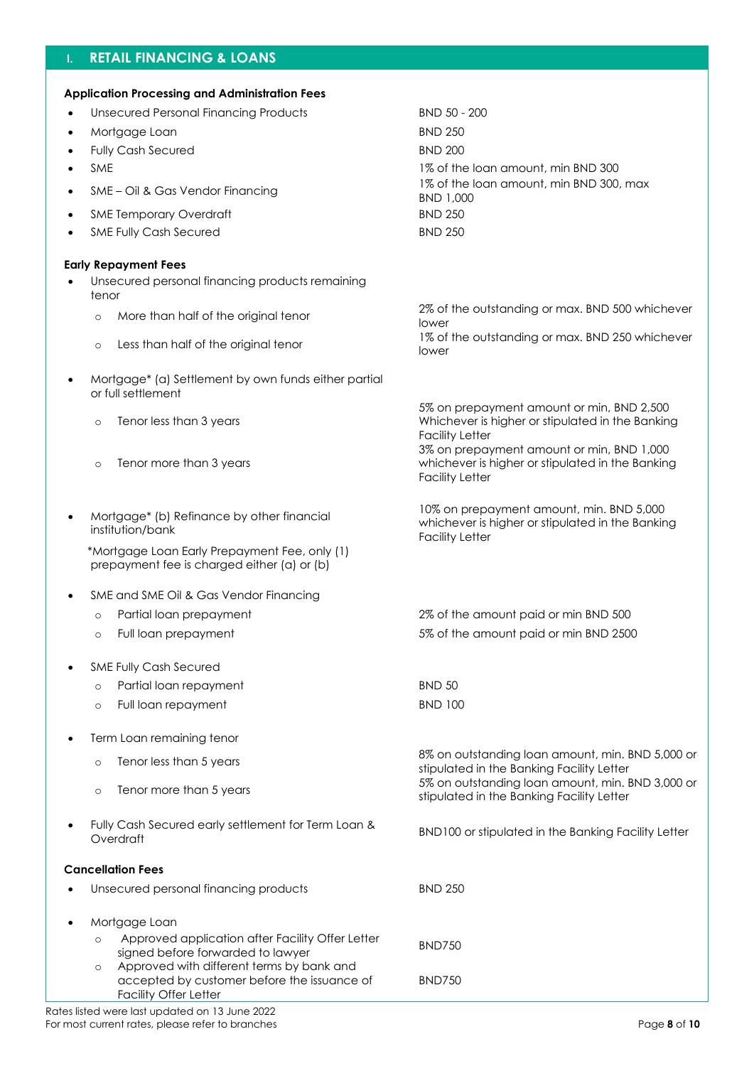## I. RETAIL FINANCING & LOANS

**Application Processing and Administration Fees**

| | |
|---|---|
| Unsecured Personal Financing Products | BND 50 - 200 |
| Mortgage Loan | BND 250 |
| Fully Cash Secured | BND 200 |
| SME | 1% of the loan amount, min BND 300 |
| SME – Oil & Gas Vendor Financing | 1% of the loan amount, min BND 300, max BND 1,000 |
| SME Temporary Overdraft | BND 250 |
| SME Fully Cash Secured | BND 250 |

**Early Repayment Fees**

| | |
|---|---|
| Unsecured personal financing products remaining tenor | |
| ◦ More than half of the original tenor | 2% of the outstanding or max. BND 500 whichever lower |
| ◦ Less than half of the original tenor | 1% of the outstanding or max. BND 250 whichever lower |
| Mortgage* (a) Settlement by own funds either partial or full settlement | |
| ◦ Tenor less than 3 years | 5% on prepayment amount or min, BND 2,500 Whichever is higher or stipulated in the Banking Facility Letter |
| ◦ Tenor more than 3 years | 3% on prepayment amount or min, BND 1,000 whichever is higher or stipulated in the Banking Facility Letter |
| Mortgage* (b) Refinance by other financial institution/bank | 10% on prepayment amount, min. BND 5,000 whichever is higher or stipulated in the Banking Facility Letter |
| *Mortgage Loan Early Prepayment Fee, only (1) prepayment fee is charged either (a) or (b) | |
| SME and SME Oil & Gas Vendor Financing | |
| ◦ Partial loan prepayment | 2% of the amount paid or min BND 500 |
| ◦ Full loan prepayment | 5% of the amount paid or min BND 2500 |
| SME Fully Cash Secured | |
| ◦ Partial loan repayment | BND 50 |
| ◦ Full loan repayment | BND 100 |
| Term Loan remaining tenor | |
| ◦ Tenor less than 5 years | 8% on outstanding loan amount, min. BND 5,000 or stipulated in the Banking Facility Letter |
| ◦ Tenor more than 5 years | 5% on outstanding loan amount, min. BND 3,000 or stipulated in the Banking Facility Letter |
| Fully Cash Secured early settlement for Term Loan & Overdraft | BND100 or stipulated in the Banking Facility Letter |

**Cancellation Fees**

| | |
|---|---|
| Unsecured personal financing products | BND 250 |
| Mortgage Loan | |
| ◦ Approved application after Facility Offer Letter signed before forwarded to lawyer | BND750 |
| ◦ Approved with different terms by bank and accepted by customer before the issuance of Facility Offer Letter | BND750 |

Rates listed were last updated on 13 June 2022
For most current rates, please refer to branches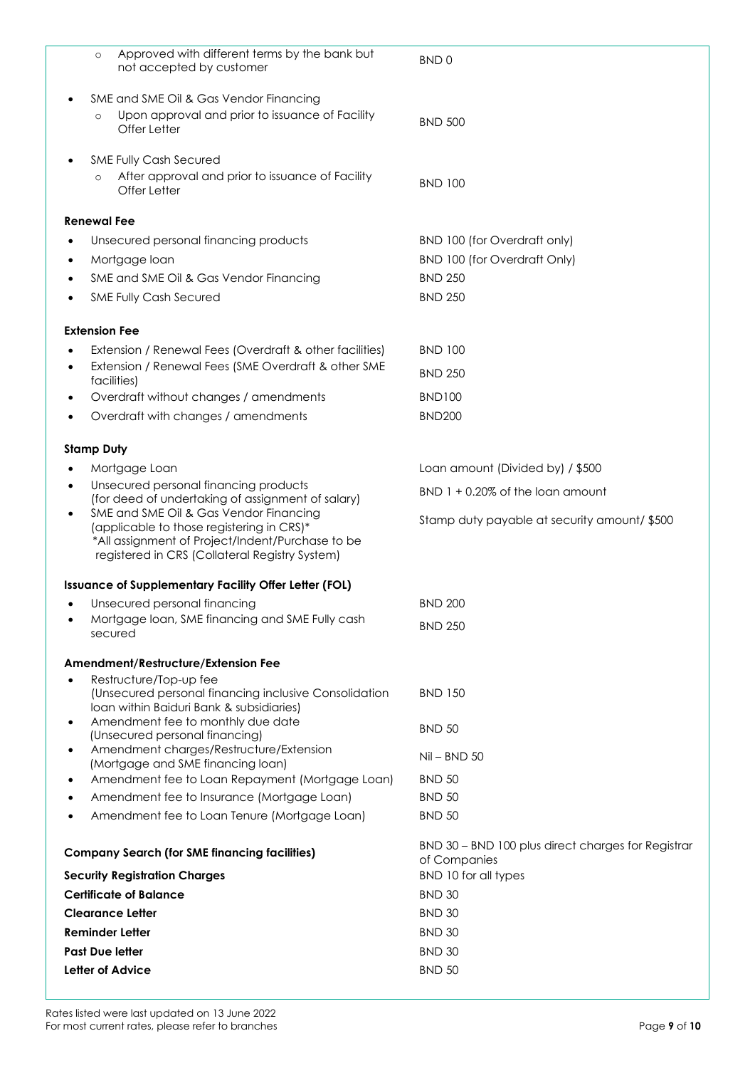| | |
|---|---|
| ◦ Approved with different terms by the bank but not accepted by customer | BND 0 |
| • SME and SME Oil & Gas Vendor Financing | |
| ◦ Upon approval and prior to issuance of Facility Offer Letter | BND 500 |
| • SME Fully Cash Secured | |
| ◦ After approval and prior to issuance of Facility Offer Letter | BND 100 |
| **Renewal Fee** | |
| • Unsecured personal financing products | BND 100 (for Overdraft only) |
| • Mortgage loan | BND 100 (for Overdraft Only) |
| • SME and SME Oil & Gas Vendor Financing | BND 250 |
| • SME Fully Cash Secured | BND 250 |
| **Extension Fee** | |
| • Extension / Renewal Fees (Overdraft & other facilities) | BND 100 |
| • Extension / Renewal Fees (SME Overdraft & other SME facilities) | BND 250 |
| • Overdraft without changes / amendments | BND100 |
| • Overdraft with changes / amendments | BND200 |
| **Stamp Duty** | |
| • Mortgage Loan | Loan amount (Divided by) / $500 |
| • Unsecured personal financing products (for deed of undertaking of assignment of salary) | BND 1 + 0.20% of the loan amount |
| • SME and SME Oil & Gas Vendor Financing (applicable to those registering in CRS)* *All assignment of Project/Indent/Purchase to be registered in CRS (Collateral Registry System) | Stamp duty payable at security amount/ $500 |
| **Issuance of Supplementary Facility Offer Letter (FOL)** | |
| • Unsecured personal financing | BND 200 |
| • Mortgage loan, SME financing and SME Fully cash secured | BND 250 |
| **Amendment/Restructure/Extension Fee** | |
| • Restructure/Top-up fee (Unsecured personal financing inclusive Consolidation loan within Baiduri Bank & subsidiaries) | BND 150 |
| • Amendment fee to monthly due date (Unsecured personal financing) | BND 50 |
| • Amendment charges/Restructure/Extension (Mortgage and SME financing loan) | Nil – BND 50 |
| • Amendment fee to Loan Repayment (Mortgage Loan) | BND 50 |
| • Amendment fee to Insurance (Mortgage Loan) | BND 50 |
| • Amendment fee to Loan Tenure (Mortgage Loan) | BND 50 |
| **Company Search (for SME financing facilities)** | BND 30 – BND 100 plus direct charges for Registrar of Companies |
| **Security Registration Charges** | BND 10 for all types |
| **Certificate of Balance** | BND 30 |
| **Clearance Letter** | BND 30 |
| **Reminder Letter** | BND 30 |
| **Past Due letter** | BND 30 |
| **Letter of Advice** | BND 50 |

Rates listed were last updated on 13 June 2022
For most current rates, please refer to branches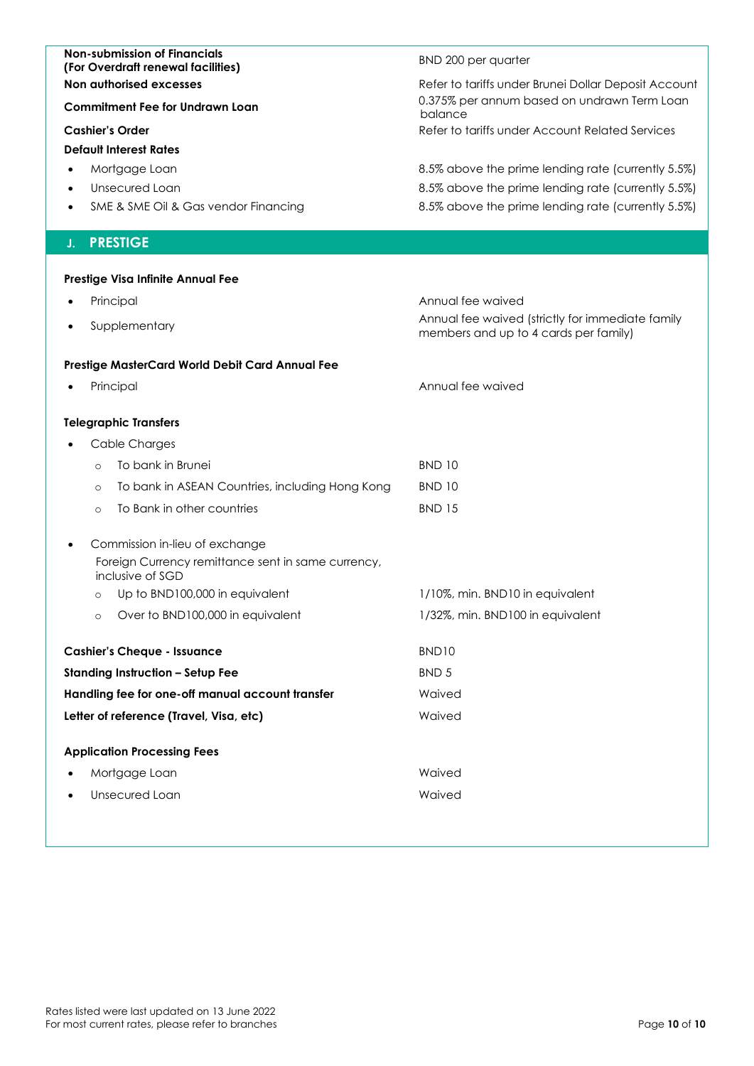| | |
|---|---|
| **Non-submission of Financials (For Overdraft renewal facilities)** | BND 200 per quarter |
| **Non authorised excesses** | Refer to tariffs under Brunei Dollar Deposit Account |
| **Commitment Fee for Undrawn Loan** | 0.375% per annum based on undrawn Term Loan balance |
| **Cashier's Order** | Refer to tariffs under Account Related Services |
| **Default Interest Rates** | |
| • Mortgage Loan | 8.5% above the prime lending rate (currently 5.5%) |
| • Unsecured Loan | 8.5% above the prime lending rate (currently 5.5%) |
| • SME & SME Oil & Gas vendor Financing | 8.5% above the prime lending rate (currently 5.5%) |

## J. PRESTIGE

| | |
|---|---|
| **Prestige Visa Infinite Annual Fee** | |
| • Principal | Annual fee waived |
| • Supplementary | Annual fee waived (strictly for immediate family members and up to 4 cards per family) |
| **Prestige MasterCard World Debit Card Annual Fee** | |
| • Principal | Annual fee waived |
| **Telegraphic Transfers** | |
| • Cable Charges | |
| ○ To bank in Brunei | BND 10 |
| ○ To bank in ASEAN Countries, including Hong Kong | BND 10 |
| ○ To Bank in other countries | BND 15 |
| • Commission in-lieu of exchange<br>Foreign Currency remittance sent in same currency, inclusive of SGD | |
| ○ Up to BND100,000 in equivalent | 1/10%, min. BND10 in equivalent |
| ○ Over to BND100,000 in equivalent | 1/32%, min. BND100 in equivalent |
| **Cashier's Cheque - Issuance** | BND10 |
| **Standing Instruction – Setup Fee** | BND 5 |
| **Handling fee for one-off manual account transfer** | Waived |
| **Letter of reference (Travel, Visa, etc)** | Waived |
| **Application Processing Fees** | |
| • Mortgage Loan | Waived |
| • Unsecured Loan | Waived |

Rates listed were last updated on 13 June 2022
For most current rates, please refer to branches